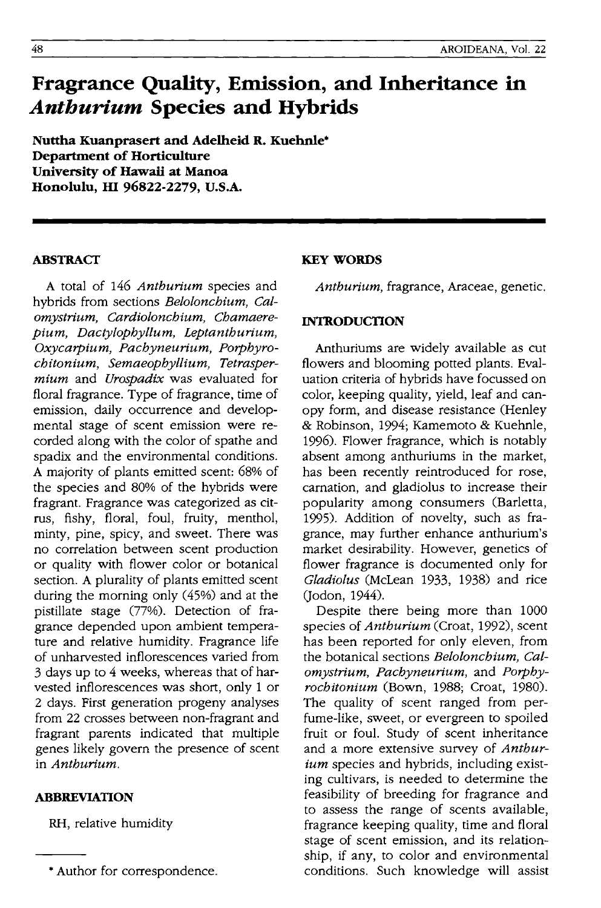# Fragrance Quality, Emission, and Inheritance in *Anthurium* Species and Hybrids

**Nuttha Kuanprasert and Adelheid R. Kuehnle***
**Department of Horticulture**
**University of Hawaii at Manoa**
**Honolulu, HI 96822-2279, U.S.A.**

## ABSTRACT

A total of 146 *Anthurium* species and hybrids from sections *Belolonchium, Calomystrium, Cardiolonchium, Chamaerepium, Dactylophyllum, Leptanthurium, Oxycarpium, Pachyneurium, Porphyrochitonium, Semaeophyllium, Tetraspermium* and *Urospadix* was evaluated for floral fragrance. Type of fragrance, time of emission, daily occurrence and developmental stage of scent emission were recorded along with the color of spathe and spadix and the environmental conditions. A majority of plants emitted scent: 68% of the species and 80% of the hybrids were fragrant. Fragrance was categorized as citrus, fishy, floral, foul, fruity, menthol, minty, pine, spicy, and sweet. There was no correlation between scent production or quality with flower color or botanical section. A plurality of plants emitted scent during the morning only (45%) and at the pistillate stage (77%). Detection of fragrance depended upon ambient temperature and relative humidity. Fragrance life of unharvested inflorescences varied from 3 days up to 4 weeks, whereas that of harvested inflorescences was short, only 1 or 2 days. First generation progeny analyses from 22 crosses between non-fragrant and fragrant parents indicated that multiple genes likely govern the presence of scent in *Anthurium*.

## ABBREVIATION

RH, relative humidity

\* Author for correspondence.

## KEY WORDS

*Anthurium*, fragrance, Araceae, genetic.

## INTRODUCTION

Anthuriums are widely available as cut flowers and blooming potted plants. Evaluation criteria of hybrids have focussed on color, keeping quality, yield, leaf and canopy form, and disease resistance (Henley & Robinson, 1994; Kamemoto & Kuehnle, 1996). Flower fragrance, which is notably absent among anthuriums in the market, has been recently reintroduced for rose, carnation, and gladiolus to increase their popularity among consumers (Barletta, 1995). Addition of novelty, such as fragrance, may further enhance anthurium's market desirability. However, genetics of flower fragrance is documented only for *Gladiolus* (McLean 1933, 1938) and rice (Jodon, 1944).

Despite there being more than 1000 species of *Anthurium* (Croat, 1992), scent has been reported for only eleven, from the botanical sections *Belolonchium, Calomystrium, Pachyneurium,* and *Porphyrochitonium* (Bown, 1988; Croat, 1980). The quality of scent ranged from perfume-like, sweet, or evergreen to spoiled fruit or foul. Study of scent inheritance and a more extensive survey of *Anthurium* species and hybrids, including existing cultivars, is needed to determine the feasibility of breeding for fragrance and to assess the range of scents available, fragrance keeping quality, time and floral stage of scent emission, and its relationship, if any, to color and environmental conditions. Such knowledge will assist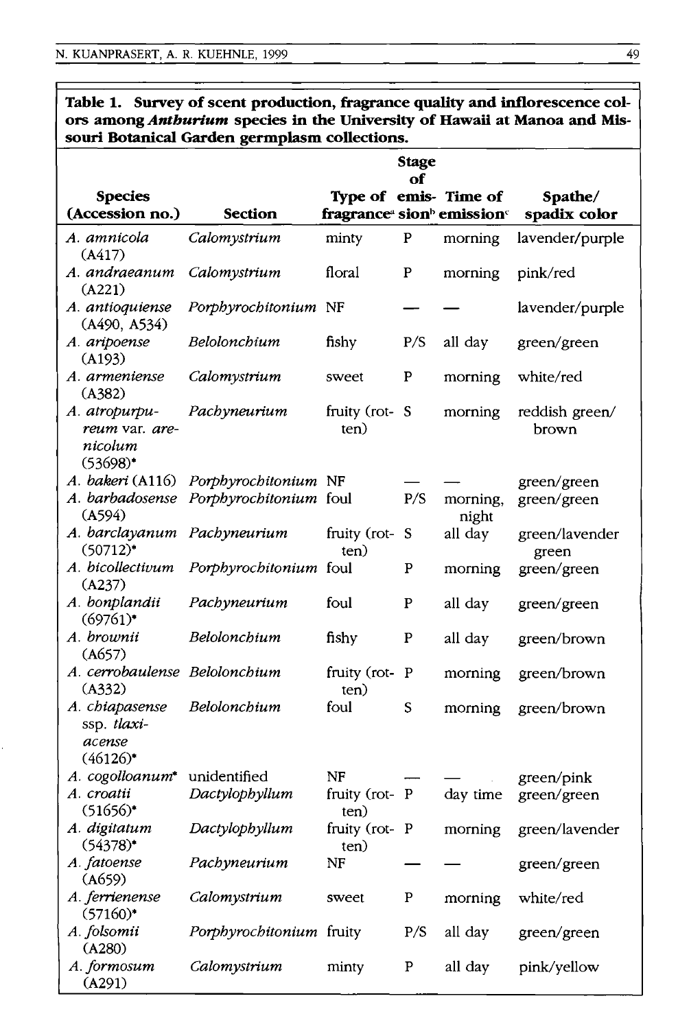**Table 1. Survey of scent production, fragrance quality and inflorescence colors among *Anthurium* species in the University of Hawaii at Manoa and Missouri Botanical Garden germplasm collections.**

| Species (Accession no.) | Section | Type of fragrance[a] | Stage of emission[b] | Time of emission[c] | Spathe/spadix color |
|---|---|---|---|---|---|
| *A. amnicola* (A417) | *Calomystrium* | minty | P | morning | lavender/purple |
| *A. andraeanum* (A221) | *Calomystrium* | floral | P | morning | pink/red |
| *A. antioquiense* (A490, A534) | *Porphyrochitonium* | NF | — | — | lavender/purple |
| *A. aripoense* (A193) | *Belolonchium* | fishy | P/S | all day | green/green |
| *A. armeniense* (A382) | *Calomystrium* | sweet | P | morning | white/red |
| *A. atropurpureum* var. *arenicolum* (53698)* | *Pachyneurium* | fruity (rotten) | S | morning | reddish green/brown |
| *A. bakeri* (A116) | *Porphyrochitonium* | NF | — | — | green/green |
| *A. barbadosense* (A594) | *Porphyrochitonium* | foul | P/S | morning, night | green/green |
| *A. barclayanum* (50712)* | *Pachyneurium* | fruity (rotten) | S | all day | green/lavender green |
| *A. bicollectivum* (A237) | *Porphyrochitonium* | foul | P | morning | green/green |
| *A. bonplandii* (69761)* | *Pachyneurium* | foul | P | all day | green/green |
| *A. brownii* (A657) | *Belolonchium* | fishy | P | all day | green/brown |
| *A. cerrobaulense* (A332) | *Belolonchium* | fruity (rotten) | P | morning | green/brown |
| *A. chiapasense* ssp. *tlaxiacense* (46126)* | *Belolonchium* | foul | S | morning | green/brown |
| *A. cogolloanum** | unidentified | NF | — | — | green/pink |
| *A. croatii* (51656)* | *Dactylophyllum* | fruity (rotten) | P | day time | green/green |
| *A. digitatum* (54378)* | *Dactylophyllum* | fruity (rotten) | P | morning | green/lavender |
| *A. fatoense* (A659) | *Pachyneurium* | NF | — | — | green/green |
| *A. ferrienense* (57160)* | *Calomystrium* | sweet | P | morning | white/red |
| *A. folsomii* (A280) | *Porphyrochitonium* | fruity | P/S | all day | green/green |
| *A. formosum* (A291) | *Calomystrium* | minty | P | all day | pink/yellow |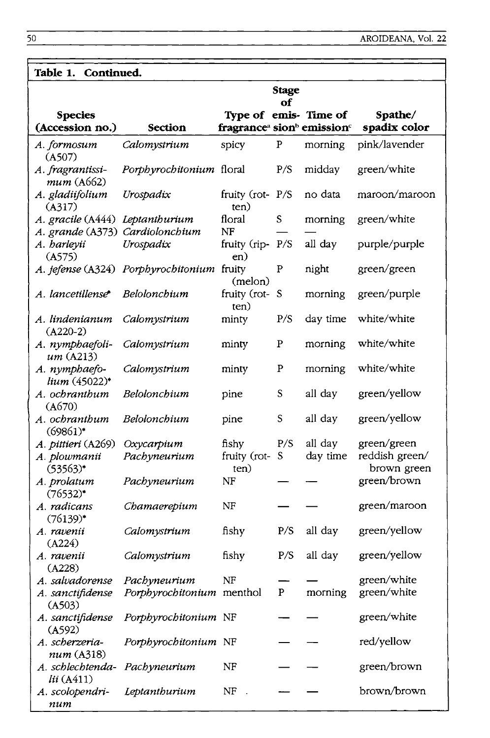**Table 1. Continued.**

| Species (Accession no.) | Section | Type of fragrance[a] | Stage of emission[b] | Time of emission[c] | Spathe/ spadix color |
|---|---|---|---|---|---|
| *A. formosum* (A507) | *Calomystrium* | spicy | P | morning | pink/lavender |
| *A. fragrantissimum* (A662) | *Porphyrochitonium* | floral | P/S | midday | green/white |
| *A. gladiifolium* (A317) | *Urospadix* | fruity (rotten) | P/S | no data | maroon/maroon |
| *A. gracile* (A444) | *Leptanthurium* | floral | S | morning | green/white |
| *A. grande* (A373) | *Cardiolonchium* | NF | — | — | |
| *A. harleyii* (A575) | *Urospadix* | fruity (ripen) | P/S | all day | purple/purple |
| *A. jefense* (A324) | *Porphyrochitonium* | fruity (melon) | P | night | green/green |
| *A. lancetillense** | *Belolonchium* | fruity (rotten) | S | morning | green/purple |
| *A. lindenianum* (A220-2) | *Calomystrium* | minty | P/S | day time | white/white |
| *A. nymphaefolium* (A213) | *Calomystrium* | minty | P | morning | white/white |
| *A. nymphaefolium* (45022)* | *Calomystrium* | minty | P | morning | white/white |
| *A. ochranthum* (A670) | *Belolonchium* | pine | S | all day | green/yellow |
| *A. ochranthum* (69861)* | *Belolonchium* | pine | S | all day | green/yellow |
| *A. pittieri* (A269) | *Oxycarpium* | fishy | P/S | all day | green/green |
| *A. plowmanii* (53563)* | *Pachyneurium* | fruity (rotten) | S | day time | reddish green/ brown green |
| *A. prolatum* (76532)* | *Pachyneurium* | NF | — | — | green/brown |
| *A. radicans* (76139)* | *Chamaerepium* | NF | — | — | green/maroon |
| *A. ravenii* (A224) | *Calomystrium* | fishy | P/S | all day | green/yellow |
| *A. ravenii* (A228) | *Calomystrium* | fishy | P/S | all day | green/yellow |
| *A. salvadorense* | *Pachyneurium* | NF | — | — | green/white |
| *A. sanctifidense* (A503) | *Porphyrochitonium* | menthol | P | morning | green/white |
| *A. sanctifidense* (A592) | *Porphyrochitonium* | NF | — | — | green/white |
| *A. scherzerianum* (A318) | *Porphyrochitonium* | NF | — | — | red/yellow |
| *A. schlechtendalii* (A411) | *Pachyneurium* | NF | — | — | green/brown |
| *A. scolopendrinum* | *Leptanthurium* | NF | — | — | brown/brown |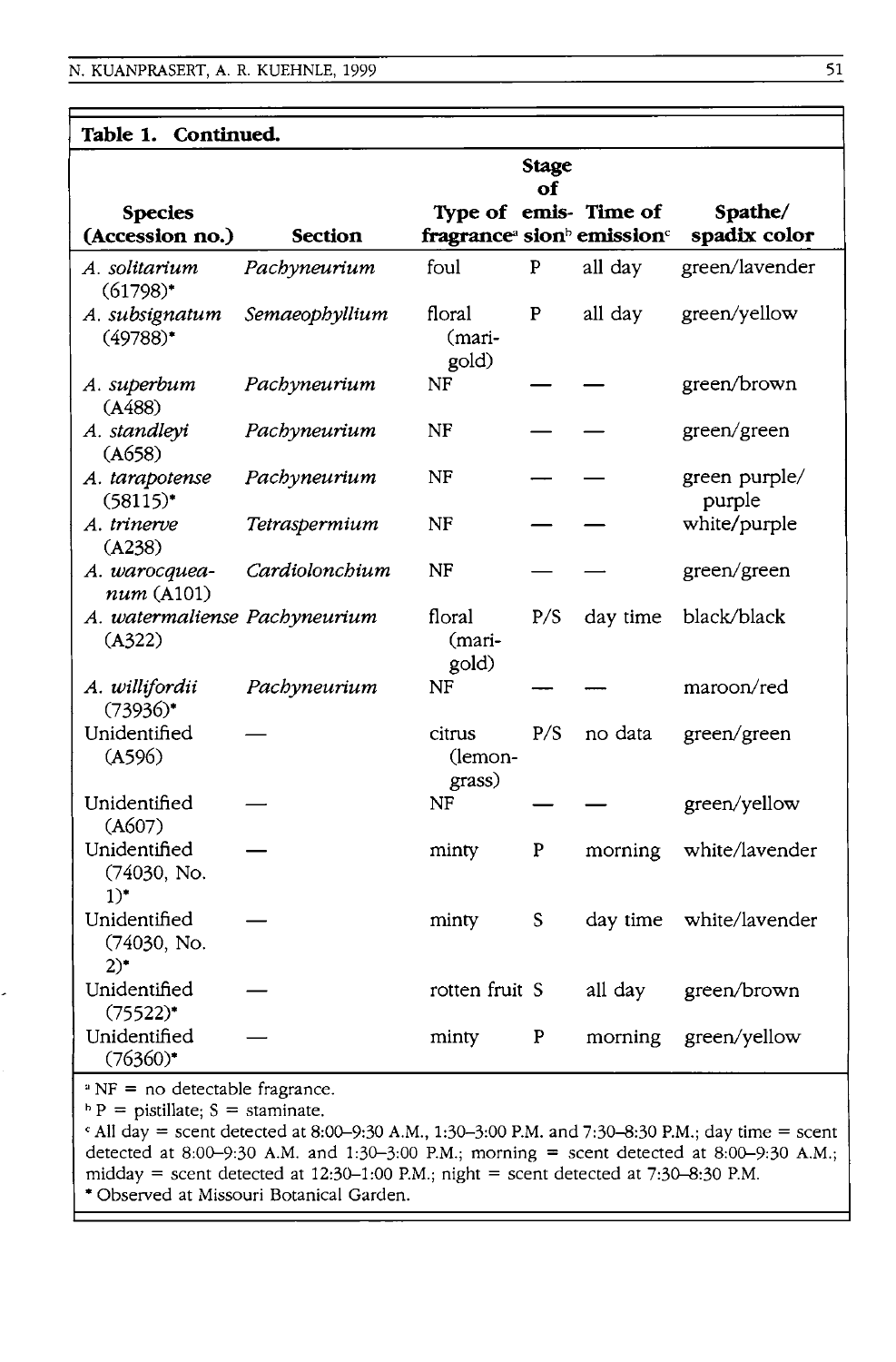**Table 1. Continued.**

| Species (Accession no.) | Section | Type of fragrance[a] | Stage of emission[b] | Time of emission[c] | Spathe/ spadix color |
|---|---|---|---|---|---|
| *A. solitarium* (61798)* | *Pachyneurium* | foul | P | all day | green/lavender |
| *A. subsignatum* (49788)* | *Semaeophyllium* | floral (marigold) | P | all day | green/yellow |
| *A. superbum* (A488) | *Pachyneurium* | NF | — | — | green/brown |
| *A. standleyi* (A658) | *Pachyneurium* | NF | — | — | green/green |
| *A. tarapotense* (58115)* | *Pachyneurium* | NF | — | — | green purple/ purple |
| *A. trinerve* (A238) | *Tetraspermium* | NF | — | — | white/purple |
| *A. warocqueanum* (A101) | *Cardiolonchium* | NF | — | — | green/green |
| *A. watermaliense* (A322) | *Pachyneurium* | floral (marigold) | P/S | day time | black/black |
| *A. willifordii* (73936)* | *Pachyneurium* | NF | — | — | maroon/red |
| Unidentified (A596) | — | citrus (lemongrass) | P/S | no data | green/green |
| Unidentified (A607) | — | NF | — | — | green/yellow |
| Unidentified (74030, No. 1)* | — | minty | P | morning | white/lavender |
| Unidentified (74030, No. 2)* | — | minty | S | day time | white/lavender |
| Unidentified (75522)* | — | rotten fruit | S | all day | green/brown |
| Unidentified (76360)* | — | minty | P | morning | green/yellow |

[a] NF = no detectable fragrance.
[b] P = pistillate; S = staminate.
[c] All day = scent detected at 8:00–9:30 A.M., 1:30–3:00 P.M. and 7:30–8:30 P.M.; day time = scent detected at 8:00–9:30 A.M. and 1:30–3:00 P.M.; morning = scent detected at 8:00–9:30 A.M.; midday = scent detected at 12:30–1:00 P.M.; night = scent detected at 7:30–8:30 P.M.
* Observed at Missouri Botanical Garden.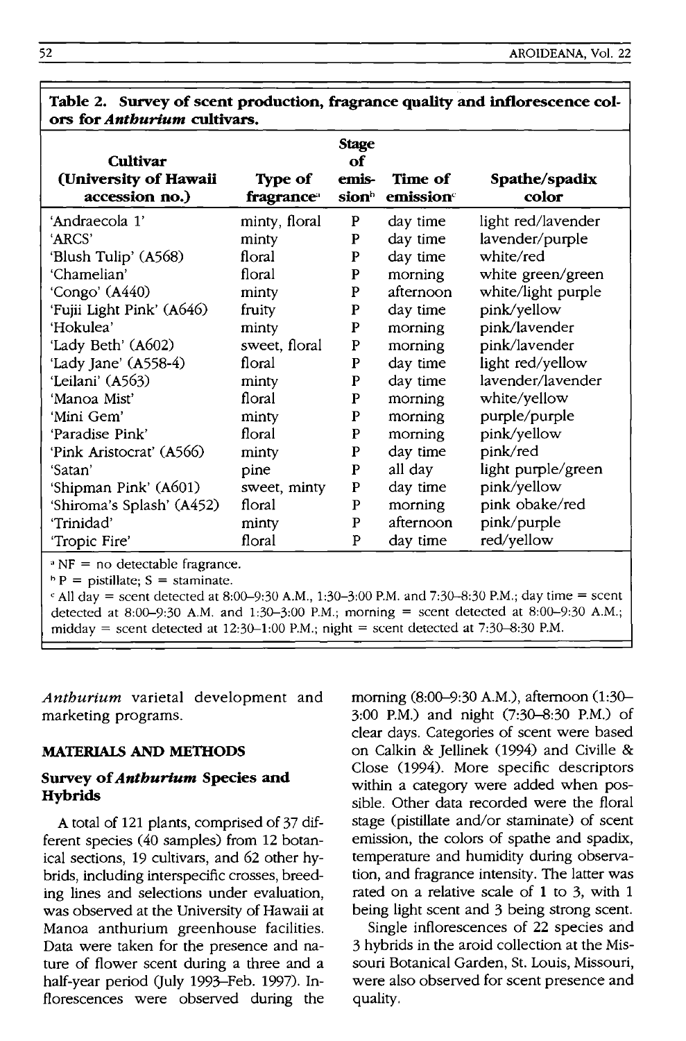**Table 2. Survey of scent production, fragrance quality and inflorescence colors for *Anthurium* cultivars.**

| Cultivar (University of Hawaii accession no.) | Type of fragrance[a] | Stage of emission[b] | Time of emission[c] | Spathe/spadix color |
|---|---|---|---|---|
| 'Andraecola 1' | minty, floral | P | day time | light red/lavender |
| 'ARCS' | minty | P | day time | lavender/purple |
| 'Blush Tulip' (A568) | floral | P | day time | white/red |
| 'Chamelian' | floral | P | morning | white green/green |
| 'Congo' (A440) | minty | P | afternoon | white/light purple |
| 'Fujii Light Pink' (A646) | fruity | P | day time | pink/yellow |
| 'Hokulea' | minty | P | morning | pink/lavender |
| 'Lady Beth' (A602) | sweet, floral | P | morning | pink/lavender |
| 'Lady Jane' (A558-4) | floral | P | day time | light red/yellow |
| 'Leilani' (A563) | minty | P | day time | lavender/lavender |
| 'Manoa Mist' | floral | P | morning | white/yellow |
| 'Mini Gem' | minty | P | morning | purple/purple |
| 'Paradise Pink' | floral | P | morning | pink/yellow |
| 'Pink Aristocrat' (A566) | minty | P | day time | pink/red |
| 'Satan' | pine | P | all day | light purple/green |
| 'Shipman Pink' (A601) | sweet, minty | P | day time | pink/yellow |
| 'Shiroma's Splash' (A452) | floral | P | morning | pink obake/red |
| 'Trinidad' | minty | P | afternoon | pink/purple |
| 'Tropic Fire' | floral | P | day time | red/yellow |

[a] NF = no detectable fragrance.

[b] P = pistillate; S = staminate.

[c] All day = scent detected at 8:00–9:30 A.M., 1:30–3:00 P.M. and 7:30–8:30 P.M.; day time = scent detected at 8:00–9:30 A.M. and 1:30–3:00 P.M.; morning = scent detected at 8:00–9:30 A.M.; midday = scent detected at 12:30–1:00 P.M.; night = scent detected at 7:30–8:30 P.M.

*Anthurium* varietal development and marketing programs.

## MATERIALS AND METHODS

### Survey of *Anthurium* Species and Hybrids

A total of 121 plants, comprised of 37 different species (40 samples) from 12 botanical sections, 19 cultivars, and 62 other hybrids, including interspecific crosses, breeding lines and selections under evaluation, was observed at the University of Hawaii at Manoa anthurium greenhouse facilities. Data were taken for the presence and nature of flower scent during a three and a half-year period (July 1993–Feb. 1997). Inflorescences were observed during the morning (8:00–9:30 A.M.), afternoon (1:30–3:00 P.M.) and night (7:30–8:30 P.M.) of clear days. Categories of scent were based on Calkin & Jellinek (1994) and Civille & Close (1994). More specific descriptors within a category were added when possible. Other data recorded were the floral stage (pistillate and/or staminate) of scent emission, the colors of spathe and spadix, temperature and humidity during observation, and fragrance intensity. The latter was rated on a relative scale of 1 to 3, with 1 being light scent and 3 being strong scent.

Single inflorescences of 22 species and 3 hybrids in the aroid collection at the Missouri Botanical Garden, St. Louis, Missouri, were also observed for scent presence and quality.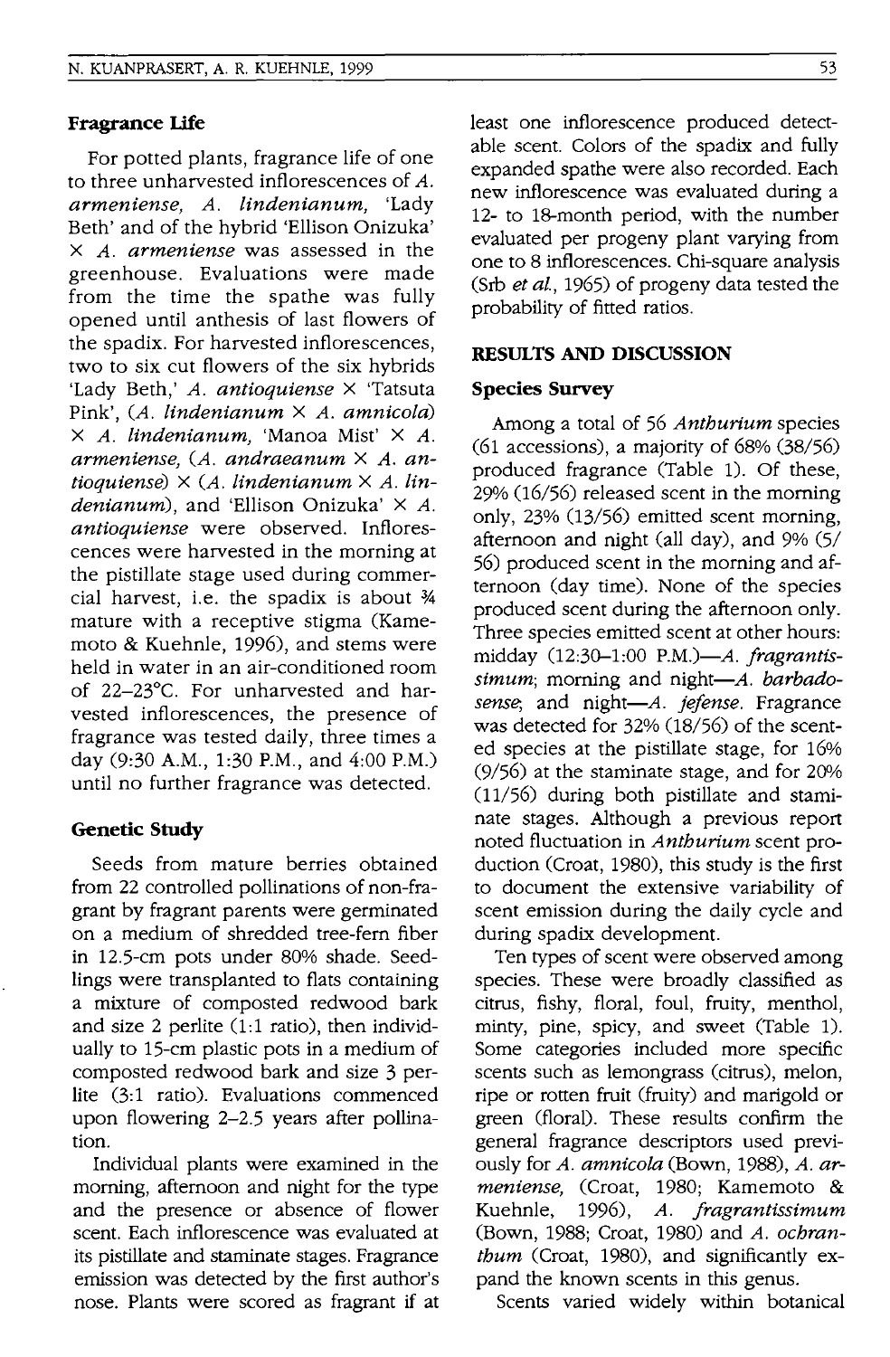### Fragrance Life

For potted plants, fragrance life of one to three unharvested inflorescences of *A. armeniense, A. lindenianum,* 'Lady Beth' and of the hybrid 'Ellison Onizuka' × *A. armeniense* was assessed in the greenhouse. Evaluations were made from the time the spathe was fully opened until anthesis of last flowers of the spadix. For harvested inflorescences, two to six cut flowers of the six hybrids 'Lady Beth,' *A. antioquiense* × 'Tatsuta Pink', (*A. lindenianum* × *A. amnicola*) × *A. lindenianum,* 'Manoa Mist' × *A. armeniense,* (*A. andraeanum* × *A. antioquiense*) × (*A. lindenianum* × *A. lindenianum*), and 'Ellison Onizuka' × *A. antioquiense* were observed. Inflorescences were harvested in the morning at the pistillate stage used during commercial harvest, i.e. the spadix is about ¾ mature with a receptive stigma (Kamemoto & Kuehnle, 1996), and stems were held in water in an air-conditioned room of 22–23°C. For unharvested and harvested inflorescences, the presence of fragrance was tested daily, three times a day (9:30 A.M., 1:30 P.M., and 4:00 P.M.) until no further fragrance was detected.

### Genetic Study

Seeds from mature berries obtained from 22 controlled pollinations of non-fragrant by fragrant parents were germinated on a medium of shredded tree-fern fiber in 12.5-cm pots under 80% shade. Seedlings were transplanted to flats containing a mixture of composted redwood bark and size 2 perlite (1:1 ratio), then individually to 15-cm plastic pots in a medium of composted redwood bark and size 3 perlite (3:1 ratio). Evaluations commenced upon flowering 2–2.5 years after pollination.

Individual plants were examined in the morning, afternoon and night for the type and the presence or absence of flower scent. Each inflorescence was evaluated at its pistillate and staminate stages. Fragrance emission was detected by the first author's nose. Plants were scored as fragrant if at least one inflorescence produced detectable scent. Colors of the spadix and fully expanded spathe were also recorded. Each new inflorescence was evaluated during a 12- to 18-month period, with the number evaluated per progeny plant varying from one to 8 inflorescences. Chi-square analysis (Srb *et al.*, 1965) of progeny data tested the probability of fitted ratios.

## RESULTS AND DISCUSSION

### Species Survey

Among a total of 56 *Anthurium* species (61 accessions), a majority of 68% (38/56) produced fragrance (Table 1). Of these, 29% (16/56) released scent in the morning only, 23% (13/56) emitted scent morning, afternoon and night (all day), and 9% (5/56) produced scent in the morning and afternoon (day time). None of the species produced scent during the afternoon only. Three species emitted scent at other hours: midday (12:30–1:00 P.M.)—*A. fragrantissimum*; morning and night—*A. barbadosense*; and night—*A. jefense*. Fragrance was detected for 32% (18/56) of the scented species at the pistillate stage, for 16% (9/56) at the staminate stage, and for 20% (11/56) during both pistillate and staminate stages. Although a previous report noted fluctuation in *Anthurium* scent production (Croat, 1980), this study is the first to document the extensive variability of scent emission during the daily cycle and during spadix development.

Ten types of scent were observed among species. These were broadly classified as citrus, fishy, floral, foul, fruity, menthol, minty, pine, spicy, and sweet (Table 1). Some categories included more specific scents such as lemongrass (citrus), melon, ripe or rotten fruit (fruity) and marigold or green (floral). These results confirm the general fragrance descriptors used previously for *A. amnicola* (Bown, 1988), *A. armeniense,* (Croat, 1980; Kamemoto & Kuehnle, 1996), *A. fragrantissimum* (Bown, 1988; Croat, 1980) and *A. ochranthum* (Croat, 1980), and significantly expand the known scents in this genus.

Scents varied widely within botanical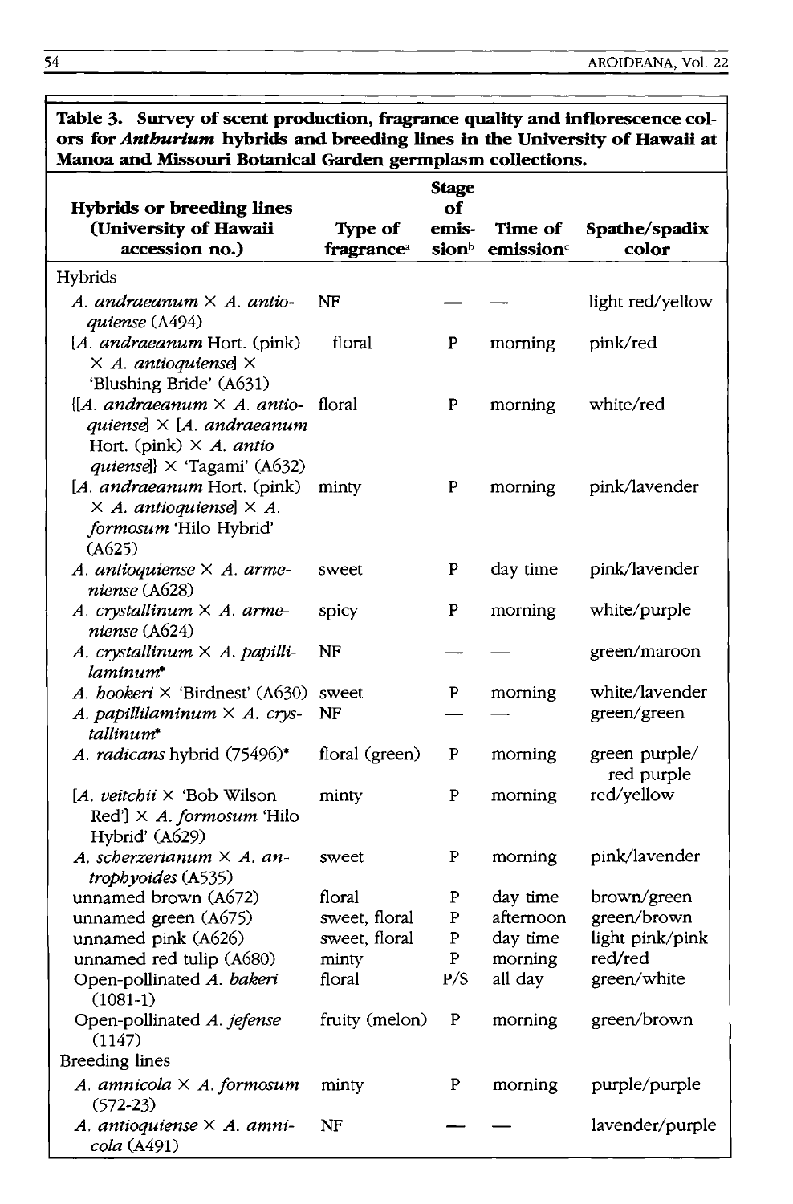**Table 3. Survey of scent production, fragrance quality and inflorescence colors for *Anthurium* hybrids and breeding lines in the University of Hawaii at Manoa and Missouri Botanical Garden germplasm collections.**

| Hybrids or breeding lines (University of Hawaii accession no.) | Type of fragrance[a] | Stage of emission[b] | Time of emission[c] | Spathe/spadix color |
|---|---|---|---|---|
| Hybrids | | | | |
| *A. andraeanum* × *A. antioquiense* (A494) | NF | — | — | light red/yellow |
| [*A. andraeanum* Hort. (pink) × *A. antioquiense*] × 'Blushing Bride' (A631) | floral | P | morning | pink/red |
| {[*A. andraeanum* × *A. antioquiense*] × [*A. andraeanum* Hort. (pink) × *A. antio quiense*]} × 'Tagami' (A632) | floral | P | morning | white/red |
| [*A. andraeanum* Hort. (pink) × *A. antioquiense*] × *A. formosum* 'Hilo Hybrid' (A625) | minty | P | morning | pink/lavender |
| *A. antioquiense* × *A. armeniense* (A628) | sweet | P | day time | pink/lavender |
| *A. crystallinum* × *A. armeniense* (A624) | spicy | P | morning | white/purple |
| *A. crystallinum* × *A. papillilaminum** | NF | — | — | green/maroon |
| *A. hookeri* × 'Birdnest' (A630) | sweet | P | morning | white/lavender |
| *A. papillilaminum* × *A. crystallinum** | NF | — | — | green/green |
| *A. radicans* hybrid (75496)* | floral (green) | P | morning | green purple/ red purple |
| [*A. veitchii* × 'Bob Wilson Red'] × *A. formosum* 'Hilo Hybrid' (A629) | minty | P | morning | red/yellow |
| *A. scherzerianum* × *A. antrophyoides* (A535) | sweet | P | morning | pink/lavender |
| unnamed brown (A672) | floral | P | day time | brown/green |
| unnamed green (A675) | sweet, floral | P | afternoon | green/brown |
| unnamed pink (A626) | sweet, floral | P | day time | light pink/pink |
| unnamed red tulip (A680) | minty | P | morning | red/red |
| Open-pollinated *A. bakeri* (1081-1) | floral | P/S | all day | green/white |
| Open-pollinated *A. jefense* (1147) | fruity (melon) | P | morning | green/brown |
| Breeding lines | | | | |
| *A. amnicola* × *A. formosum* (572-23) | minty | P | morning | purple/purple |
| *A. antioquiense* × *A. amnicola* (A491) | NF | — | — | lavender/purple |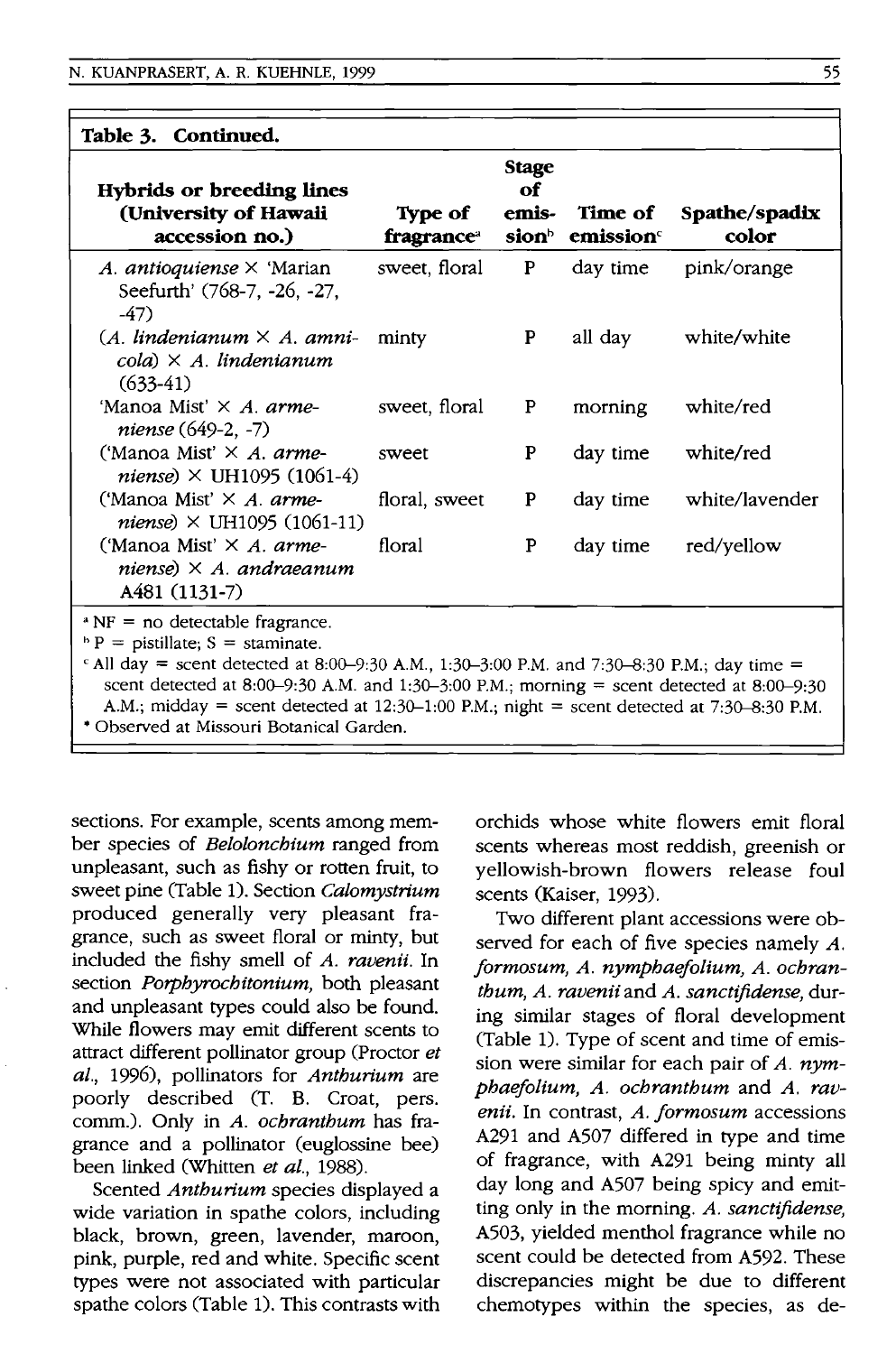**Table 3. Continued.**

| Hybrids or breeding lines (University of Hawaii accession no.) | Type of fragrance[a] | Stage of emission[b] | Time of emission[c] | Spathe/spadix color |
|---|---|---|---|---|
| *A. antioquiense* × 'Marian Seefurth' (768-7, -26, -27, -47) | sweet, floral | P | day time | pink/orange |
| (*A. lindenianum* × *A. amnicola*) × *A. lindenianum* (633-41) | minty | P | all day | white/white |
| 'Manoa Mist' × *A. armeniense* (649-2, -7) | sweet, floral | P | morning | white/red |
| ('Manoa Mist' × *A. armeniense*) × UH1095 (1061-4) | sweet | P | day time | white/red |
| ('Manoa Mist' × *A. armeniense*) × UH1095 (1061-11) | floral, sweet | P | day time | white/lavender |
| ('Manoa Mist' × *A. armeniense*) × *A. andraeanum* A481 (1131-7) | floral | P | day time | red/yellow |

[a] NF = no detectable fragrance.
[b] P = pistillate; S = staminate.
[c] All day = scent detected at 8:00–9:30 A.M., 1:30–3:00 P.M. and 7:30–8:30 P.M.; day time = scent detected at 8:00–9:30 A.M. and 1:30–3:00 P.M.; morning = scent detected at 8:00–9:30 A.M.; midday = scent detected at 12:30–1:00 P.M.; night = scent detected at 7:30–8:30 P.M.
* Observed at Missouri Botanical Garden.

sections. For example, scents among member species of *Belolonchium* ranged from unpleasant, such as fishy or rotten fruit, to sweet pine (Table 1). Section *Calomystrium* produced generally very pleasant fragrance, such as sweet floral or minty, but included the fishy smell of *A. ravenii*. In section *Porphyrochitonium*, both pleasant and unpleasant types could also be found. While flowers may emit different scents to attract different pollinator group (Proctor *et al.*, 1996), pollinators for *Anthurium* are poorly described (T. B. Croat, pers. comm.). Only in *A. ochranthum* has fragrance and a pollinator (euglossine bee) been linked (Whitten *et al.*, 1988).

Scented *Anthurium* species displayed a wide variation in spathe colors, including black, brown, green, lavender, maroon, pink, purple, red and white. Specific scent types were not associated with particular spathe colors (Table 1). This contrasts with orchids whose white flowers emit floral scents whereas most reddish, greenish or yellowish-brown flowers release foul scents (Kaiser, 1993).

Two different plant accessions were observed for each of five species namely *A. formosum*, *A. nymphaefolium*, *A. ochranthum*, *A. ravenii* and *A. sanctifidense*, during similar stages of floral development (Table 1). Type of scent and time of emission were similar for each pair of *A. nymphaefolium*, *A. ochranthum* and *A. ravenii*. In contrast, *A. formosum* accessions A291 and A507 differed in type and time of fragrance, with A291 being minty all day long and A507 being spicy and emitting only in the morning. *A. sanctifidense*, A503, yielded menthol fragrance while no scent could be detected from A592. These discrepancies might be due to different chemotypes within the species, as de-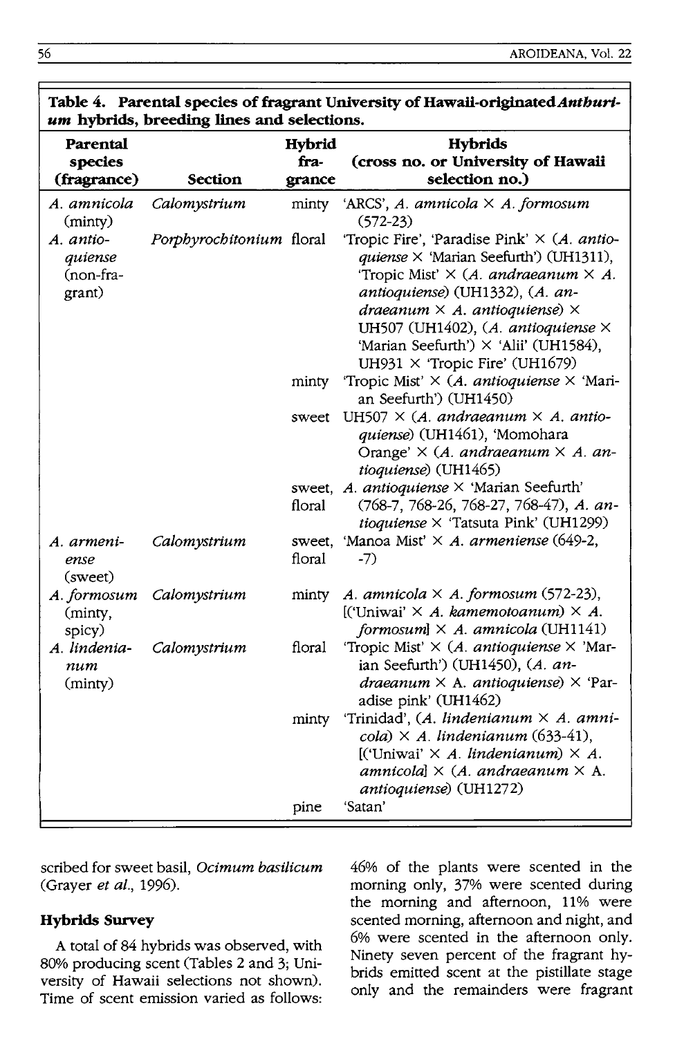**Table 4. Parental species of fragrant University of Hawaii-originated *Anthurium* hybrids, breeding lines and selections.**

| Parental species (fragrance) | Section | Hybrid fragrance | Hybrids (cross no. or University of Hawaii selection no.) |
|---|---|---|---|
| *A. amnicola* (minty) | *Calomystrium* | minty | 'ARCS', *A. amnicola* × *A. formosum* (572-23) |
| *A. antioquiense* (non-fragrant) | *Porphyrochitonium* | floral | 'Tropic Fire', 'Paradise Pink' × (*A. antioquiense* × 'Marian Seefurth') (UH1311), 'Tropic Mist' × (*A. andraeanum* × *A. antioquiense*) (UH1332), (*A. andraeanum* × *A. antioquiense*) × UH507 (UH1402), (*A. antioquiense* × 'Marian Seefurth') × 'Alii' (UH1584), UH931 × 'Tropic Fire' (UH1679) |
| | | minty | 'Tropic Mist' × (*A. antioquiense* × 'Marian Seefurth') (UH1450) |
| | | sweet | UH507 × (*A. andraeanum* × *A. antioquiense*) (UH1461), 'Momohara Orange' × (*A. andraeanum* × *A. antioquiense*) (UH1465) |
| | | sweet, floral | *A. antioquiense* × 'Marian Seefurth' (768-7, 768-26, 768-27, 768-47), *A. antioquiense* × 'Tatsuta Pink' (UH1299) |
| *A. armeniense* (sweet) | *Calomystrium* | sweet, floral | 'Manoa Mist' × *A. armeniense* (649-2, -7) |
| *A. formosum* (minty, spicy) | *Calomystrium* | minty | *A. amnicola* × *A. formosum* (572-23), [('Uniwai' × *A. kamemotoanum*) × *A. formosum*] × *A. amnicola* (UH1141) |
| *A. lindenianum* (minty) | *Calomystrium* | floral | 'Tropic Mist' × (*A. antioquiense* × 'Marian Seefurth') (UH1450), (*A. andraeanum* × A. *antioquiense*) × 'Paradise pink' (UH1462) |
| | | minty | 'Trinidad', (*A. lindenianum* × *A. amnicola*) × *A. lindenianum* (633-41), [('Uniwai' × *A. lindenianum*) × *A. amnicola*] × (*A. andraeanum* × A. *antioquiense*) (UH1272) |
| | | pine | 'Satan' |

scribed for sweet basil, *Ocimum basilicum* (Grayer *et al.*, 1996).

### Hybrids Survey

A total of 84 hybrids was observed, with 80% producing scent (Tables 2 and 3; University of Hawaii selections not shown). Time of scent emission varied as follows: 46% of the plants were scented in the morning only, 37% were scented during the morning and afternoon, 11% were scented morning, afternoon and night, and 6% were scented in the afternoon only. Ninety seven percent of the fragrant hybrids emitted scent at the pistillate stage only and the remainders were fragrant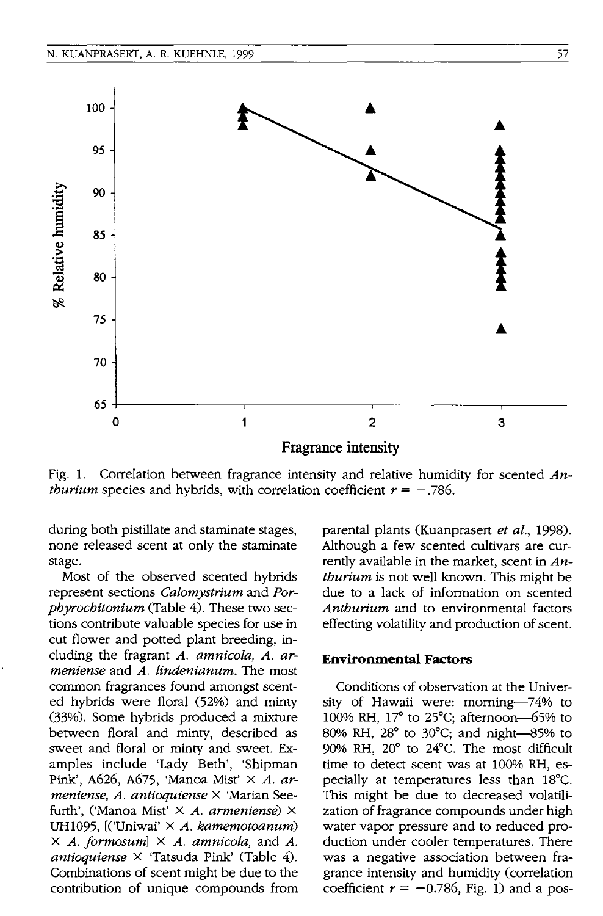Fig. 1. Correlation between fragrance intensity and relative humidity for scented *Anthurium* species and hybrids, with correlation coefficient $r = -.786$.

during both pistillate and staminate stages, none released scent at only the staminate stage.

Most of the observed scented hybrids represent sections *Calomystrium* and *Porphyrochitonium* (Table 4). These two sections contribute valuable species for use in cut flower and potted plant breeding, including the fragrant *A. amnicola*, *A. armeniense* and *A. lindenianum*. The most common fragrances found amongst scented hybrids were floral (52%) and minty (33%). Some hybrids produced a mixture between floral and minty, described as sweet and floral or minty and sweet. Examples include 'Lady Beth', 'Shipman Pink', A626, A675, 'Manoa Mist' × *A. armeniense*, *A. antioquiense* × 'Marian Seefurth', ('Manoa Mist' × *A. armeniense*) × UH1095, [('Uniwai' × *A. kamemotoanum*) × *A. formosum*] × *A. amnicola*, and *A. antioquiense* × 'Tatsuda Pink' (Table 4). Combinations of scent might be due to the contribution of unique compounds from parental plants (Kuanprasert *et al.*, 1998). Although a few scented cultivars are currently available in the market, scent in *Anthurium* is not well known. This might be due to a lack of information on scented *Anthurium* and to environmental factors effecting volatility and production of scent.

## Environmental Factors

Conditions of observation at the University of Hawaii were: morning—74% to 100% RH, 17° to 25°C; afternoon—65% to 80% RH, 28° to 30°C; and night—85% to 90% RH, 20° to 24°C. The most difficult time to detect scent was at 100% RH, especially at temperatures less than 18°C. This might be due to decreased volatilization of fragrance compounds under high water vapor pressure and to reduced production under cooler temperatures. There was a negative association between fragrance intensity and humidity (correlation coefficient $r = -0.786$, Fig. 1) and a pos-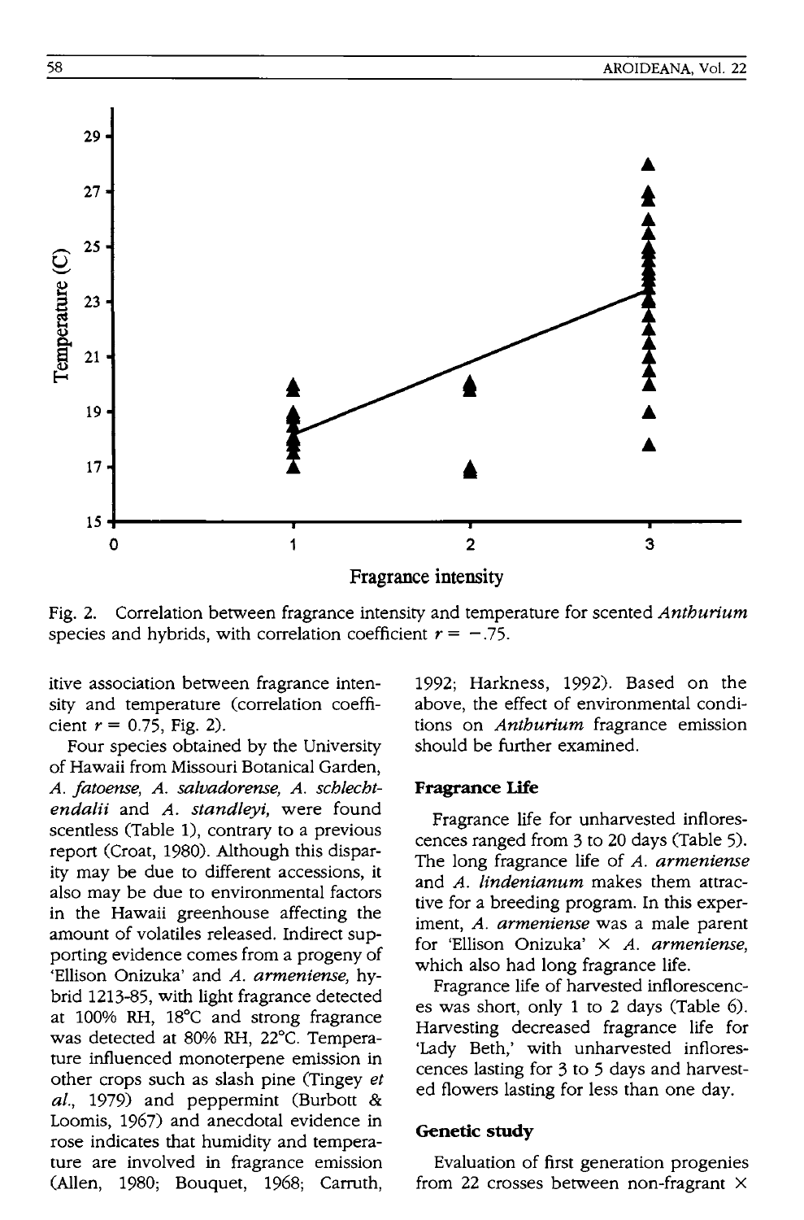Fig. 2. Correlation between fragrance intensity and temperature for scented *Anthurium* species and hybrids, with correlation coefficient $r = -.75$.

itive association between fragrance intensity and temperature (correlation coefficient $r = 0.75$, Fig. 2).

Four species obtained by the University of Hawaii from Missouri Botanical Garden, *A. fatoense*, *A. salvadorense*, *A. schlechtendalii* and *A. standleyi*, were found scentless (Table 1), contrary to a previous report (Croat, 1980). Although this disparity may be due to different accessions, it also may be due to environmental factors in the Hawaii greenhouse affecting the amount of volatiles released. Indirect supporting evidence comes from a progeny of 'Ellison Onizuka' and *A. armeniense*, hybrid 1213-85, with light fragrance detected at 100% RH, 18°C and strong fragrance was detected at 80% RH, 22°C. Temperature influenced monoterpene emission in other crops such as slash pine (Tingey *et al.*, 1979) and peppermint (Burbott & Loomis, 1967) and anecdotal evidence in rose indicates that humidity and temperature are involved in fragrance emission (Allen, 1980; Bouquet, 1968; Carruth, 1992; Harkness, 1992). Based on the above, the effect of environmental conditions on *Anthurium* fragrance emission should be further examined.

### Fragrance Life

Fragrance life for unharvested inflorescences ranged from 3 to 20 days (Table 5). The long fragrance life of *A. armeniense* and *A. lindenianum* makes them attractive for a breeding program. In this experiment, *A. armeniense* was a male parent for 'Ellison Onizuka' × *A. armeniense*, which also had long fragrance life.

Fragrance life of harvested inflorescences was short, only 1 to 2 days (Table 6). Harvesting decreased fragrance life for 'Lady Beth,' with unharvested inflorescences lasting for 3 to 5 days and harvested flowers lasting for less than one day.

### Genetic study

Evaluation of first generation progenies from 22 crosses between non-fragrant ×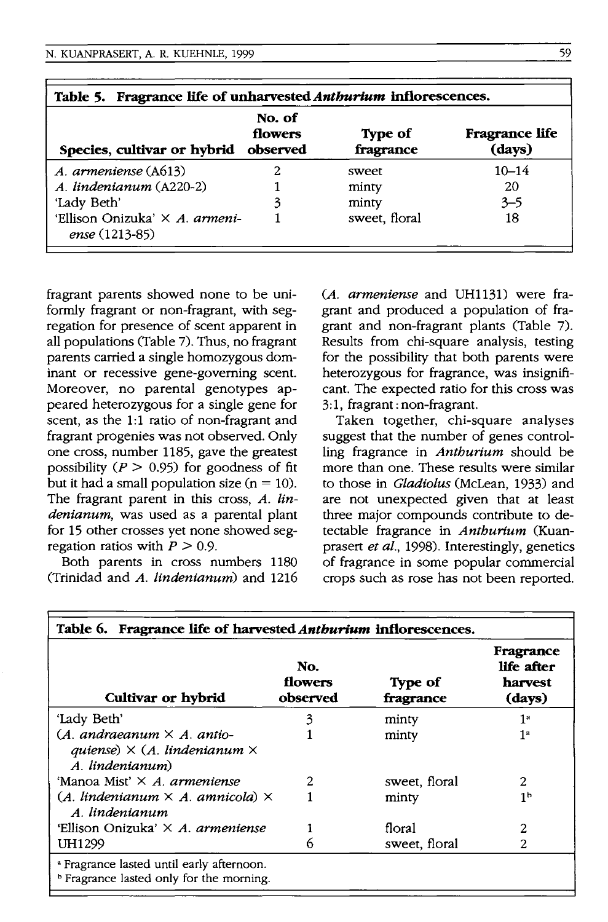**Table 5. Fragrance life of unharvested *Anthurium* inflorescences.**

| Species, cultivar or hybrid | No. of flowers observed | Type of fragrance | Fragrance life (days) |
|---|---|---|---|
| *A. armeniense* (A613) | 2 | sweet | 10–14 |
| *A. lindenianum* (A220-2) | 1 | minty | 20 |
| 'Lady Beth' | 3 | minty | 3–5 |
| 'Ellison Onizuka' × *A. armeniense* (1213-85) | 1 | sweet, floral | 18 |

fragrant parents showed none to be uniformly fragrant or non-fragrant, with segregation for presence of scent apparent in all populations (Table 7). Thus, no fragrant parents carried a single homozygous dominant or recessive gene-governing scent. Moreover, no parental genotypes appeared heterozygous for a single gene for scent, as the 1:1 ratio of non-fragrant and fragrant progenies was not observed. Only one cross, number 1185, gave the greatest possibility ($P > 0.95$) for goodness of fit but it had a small population size ($n = 10$). The fragrant parent in this cross, *A. lindenianum,* was used as a parental plant for 15 other crosses yet none showed segregation ratios with $P > 0.9$.

Both parents in cross numbers 1180 (Trinidad and *A. lindenianum*) and 1216 (*A. armeniense* and UH1131) were fragrant and produced a population of fragrant and non-fragrant plants (Table 7). Results from chi-square analysis, testing for the possibility that both parents were heterozygous for fragrance, was insignificant. The expected ratio for this cross was 3:1, fragrant : non-fragrant.

Taken together, chi-square analyses suggest that the number of genes controlling fragrance in *Anthurium* should be more than one. These results were similar to those in *Gladiolus* (McLean, 1933) and are not unexpected given that at least three major compounds contribute to detectable fragrance in *Anthurium* (Kuanprasert *et al.*, 1998). Interestingly, genetics of fragrance in some popular commercial crops such as rose has not been reported.

**Table 6. Fragrance life of harvested *Anthurium* inflorescences.**

| Cultivar or hybrid | No. flowers observed | Type of fragrance | Fragrance life after harvest (days) |
|---|---|---|---|
| 'Lady Beth' | 3 | minty | 1[a] |
| (*A. andraeanum* × *A. antioquiense*) × (*A. lindenianum* × *A. lindenianum*) | 1 | minty | 1[a] |
| 'Manoa Mist' × *A. armeniense* | 2 | sweet, floral | 2 |
| (*A. lindenianum* × *A. amnicola*) × *A. lindenianum* | 1 | minty | 1[b] |
| 'Ellison Onizuka' × *A. armeniense* | 1 | floral | 2 |
| UH1299 | 6 | sweet, floral | 2 |

[a] Fragrance lasted until early afternoon.
[b] Fragrance lasted only for the morning.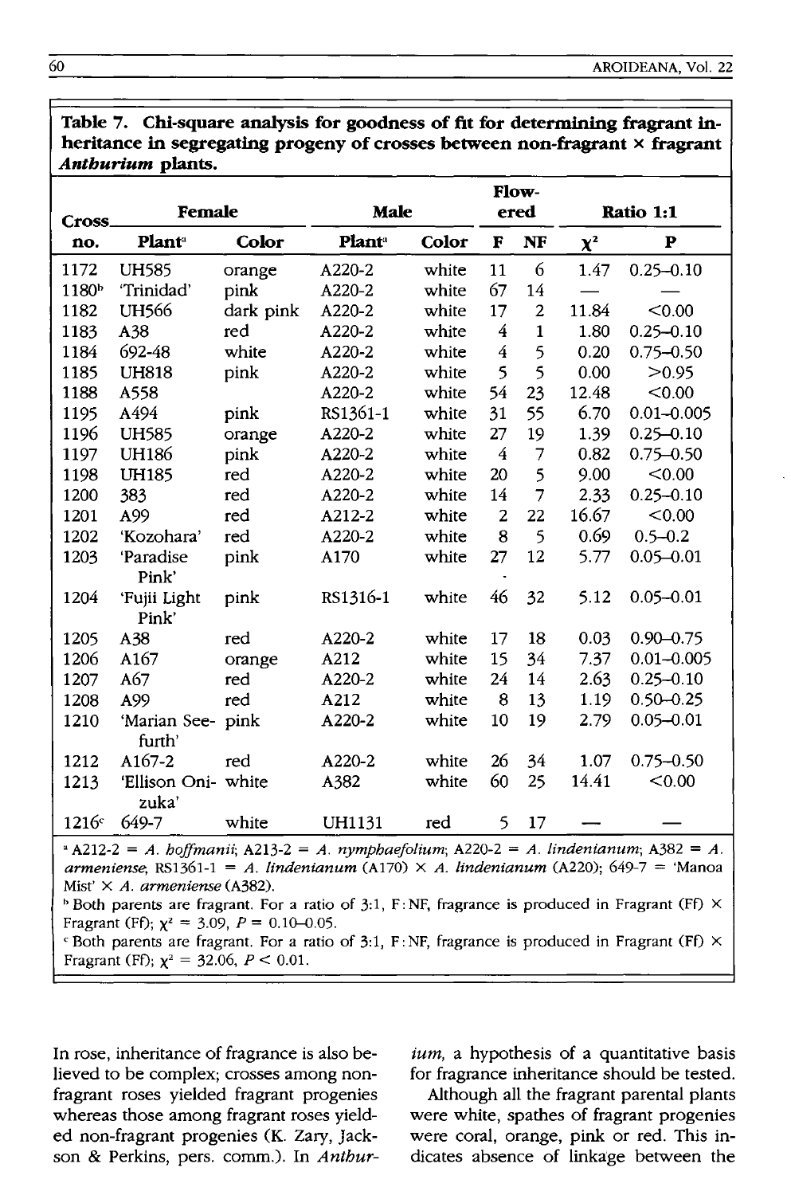**Table 7. Chi-square analysis for goodness of fit for determining fragrant inheritance in segregating progeny of crosses between non-fragrant × fragrant *Anthurium* plants.**

| Cross no. | Female | | Male | | Flowered | | Ratio 1:1 | |
|---|---|---|---|---|---|---|---|---|
| | Plant[a] | Color | Plant[a] | Color | F | NF | $\chi^2$ | P |
| 1172 | UH585 | orange | A220-2 | white | 11 | 6 | 1.47 | 0.25–0.10 |
| 1180[b] | 'Trinidad' | pink | A220-2 | white | 67 | 14 | — | — |
| 1182 | UH566 | dark pink | A220-2 | white | 17 | 2 | 11.84 | <0.00 |
| 1183 | A38 | red | A220-2 | white | 4 | 1 | 1.80 | 0.25–0.10 |
| 1184 | 692-48 | white | A220-2 | white | 4 | 5 | 0.20 | 0.75–0.50 |
| 1185 | UH818 | pink | A220-2 | white | 5 | 5 | 0.00 | >0.95 |
| 1188 | A558 | | A220-2 | white | 54 | 23 | 12.48 | <0.00 |
| 1195 | A494 | pink | RS1361-1 | white | 31 | 55 | 6.70 | 0.01–0.005 |
| 1196 | UH585 | orange | A220-2 | white | 27 | 19 | 1.39 | 0.25–0.10 |
| 1197 | UH186 | pink | A220-2 | white | 4 | 7 | 0.82 | 0.75–0.50 |
| 1198 | UH185 | red | A220-2 | white | 20 | 5 | 9.00 | <0.00 |
| 1200 | 383 | red | A220-2 | white | 14 | 7 | 2.33 | 0.25–0.10 |
| 1201 | A99 | red | A212-2 | white | 2 | 22 | 16.67 | <0.00 |
| 1202 | 'Kozohara' | red | A220-2 | white | 8 | 5 | 0.69 | 0.5–0.2 |
| 1203 | 'Paradise Pink' | pink | A170 | white | 27 | 12 | 5.77 | 0.05–0.01 |
| 1204 | 'Fujii Light Pink' | pink | RS1316-1 | white | 46 | 32 | 5.12 | 0.05–0.01 |
| 1205 | A38 | red | A220-2 | white | 17 | 18 | 0.03 | 0.90–0.75 |
| 1206 | A167 | orange | A212 | white | 15 | 34 | 7.37 | 0.01–0.005 |
| 1207 | A67 | red | A220-2 | white | 24 | 14 | 2.63 | 0.25–0.10 |
| 1208 | A99 | red | A212 | white | 8 | 13 | 1.19 | 0.50–0.25 |
| 1210 | 'Marian Seefurth' | pink | A220-2 | white | 10 | 19 | 2.79 | 0.05–0.01 |
| 1212 | A167-2 | red | A220-2 | white | 26 | 34 | 1.07 | 0.75–0.50 |
| 1213 | 'Ellison Onizuka' | white | A382 | white | 60 | 25 | 14.41 | <0.00 |
| 1216[c] | 649-7 | white | UH1131 | red | 5 | 17 | — | — |

[a] A212-2 = *A. hoffmanii*; A213-2 = *A. nymphaefolium*; A220-2 = *A. lindenianum*; A382 = *A. armeniense*; RS1361-1 = *A. lindenianum* (A170) × *A. lindenianum* (A220); 649-7 = 'Manoa Mist' × *A. armeniense* (A382).

[b] Both parents are fragrant. For a ratio of 3:1, F:NF, fragrance is produced in Fragrant (Ff) × Fragrant (Ff); $\chi^2$ = 3.09, $P$ = 0.10–0.05.

[c] Both parents are fragrant. For a ratio of 3:1, F:NF, fragrance is produced in Fragrant (Ff) × Fragrant (Ff); $\chi^2$ = 32.06, $P$ < 0.01.

In rose, inheritance of fragrance is also believed to be complex; crosses among non-fragrant roses yielded fragrant progenies whereas those among fragrant roses yielded non-fragrant progenies (K. Zary, Jackson & Perkins, pers. comm.). In *Anthurium*, a hypothesis of a quantitative basis for fragrance inheritance should be tested.

Although all the fragrant parental plants were white, spathes of fragrant progenies were coral, orange, pink or red. This indicates absence of linkage between the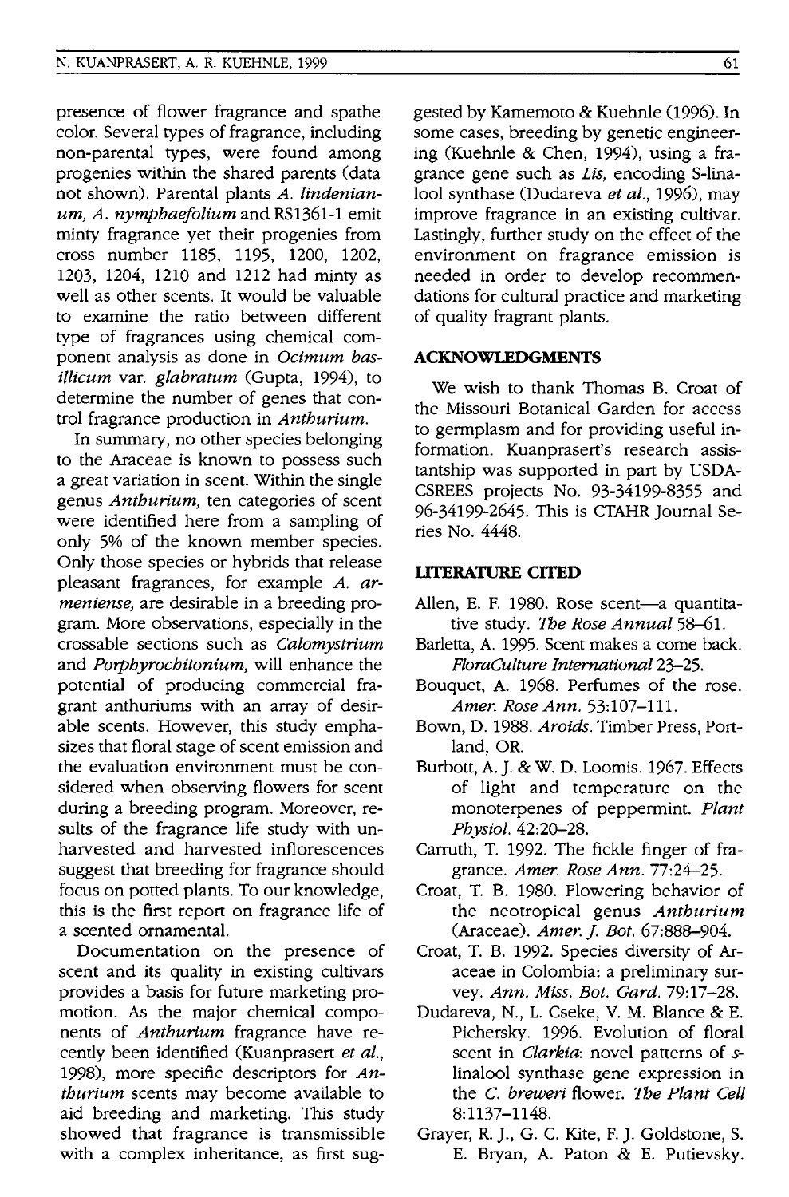presence of flower fragrance and spathe color. Several types of fragrance, including non-parental types, were found among progenies within the shared parents (data not shown). Parental plants *A. lindenianum*, *A. nymphaefolium* and RS1361-1 emit minty fragrance yet their progenies from cross number 1185, 1195, 1200, 1202, 1203, 1204, 1210 and 1212 had minty as well as other scents. It would be valuable to examine the ratio between different type of fragrances using chemical component analysis as done in *Ocimum basillicum* var. *glabratum* (Gupta, 1994), to determine the number of genes that control fragrance production in *Anthurium*.

In summary, no other species belonging to the Araceae is known to possess such a great variation in scent. Within the single genus *Anthurium*, ten categories of scent were identified here from a sampling of only 5% of the known member species. Only those species or hybrids that release pleasant fragrances, for example *A. armeniense*, are desirable in a breeding program. More observations, especially in the crossable sections such as *Calomystrium* and *Porphyrochitonium*, will enhance the potential of producing commercial fragrant anthuriums with an array of desirable scents. However, this study emphasizes that floral stage of scent emission and the evaluation environment must be considered when observing flowers for scent during a breeding program. Moreover, results of the fragrance life study with unharvested and harvested inflorescences suggest that breeding for fragrance should focus on potted plants. To our knowledge, this is the first report on fragrance life of a scented ornamental.

Documentation on the presence of scent and its quality in existing cultivars provides a basis for future marketing promotion. As the major chemical components of *Anthurium* fragrance have recently been identified (Kuanprasert *et al.*, 1998), more specific descriptors for *Anthurium* scents may become available to aid breeding and marketing. This study showed that fragrance is transmissible with a complex inheritance, as first suggested by Kamemoto & Kuehnle (1996). In some cases, breeding by genetic engineering (Kuehnle & Chen, 1994), using a fragrance gene such as *Lis*, encoding S-linalool synthase (Dudareva *et al.*, 1996), may improve fragrance in an existing cultivar. Lastingly, further study on the effect of the environment on fragrance emission is needed in order to develop recommendations for cultural practice and marketing of quality fragrant plants.

## ACKNOWLEDGMENTS

We wish to thank Thomas B. Croat of the Missouri Botanical Garden for access to germplasm and for providing useful information. Kuanprasert's research assistantship was supported in part by USDA-CSREES projects No. 93-34199-8355 and 96-34199-2645. This is CTAHR Journal Series No. 4448.

## LITERATURE CITED

Allen, E. F. 1980. Rose scent—a quantitative study. *The Rose Annual* 58–61.

Barletta, A. 1995. Scent makes a come back. *FloraCulture International* 23–25.

Bouquet, A. 1968. Perfumes of the rose. *Amer. Rose Ann.* 53:107–111.

Bown, D. 1988. *Aroids*. Timber Press, Portland, OR.

Burbott, A. J. & W. D. Loomis. 1967. Effects of light and temperature on the monoterpenes of peppermint. *Plant Physiol.* 42:20–28.

Carruth, T. 1992. The fickle finger of fragrance. *Amer. Rose Ann.* 77:24–25.

Croat, T. B. 1980. Flowering behavior of the neotropical genus *Anthurium* (Araceae). *Amer. J. Bot.* 67:888–904.

Croat, T. B. 1992. Species diversity of Araceae in Colombia: a preliminary survey. *Ann. Miss. Bot. Gard.* 79:17–28.

Dudareva, N., L. Cseke, V. M. Blance & E. Pichersky. 1996. Evolution of floral scent in *Clarkia*: novel patterns of *s*-linalool synthase gene expression in the *C. breweri* flower. *The Plant Cell* 8:1137–1148.

Grayer, R. J., G. C. Kite, F. J. Goldstone, S. E. Bryan, A. Paton & E. Putievsky.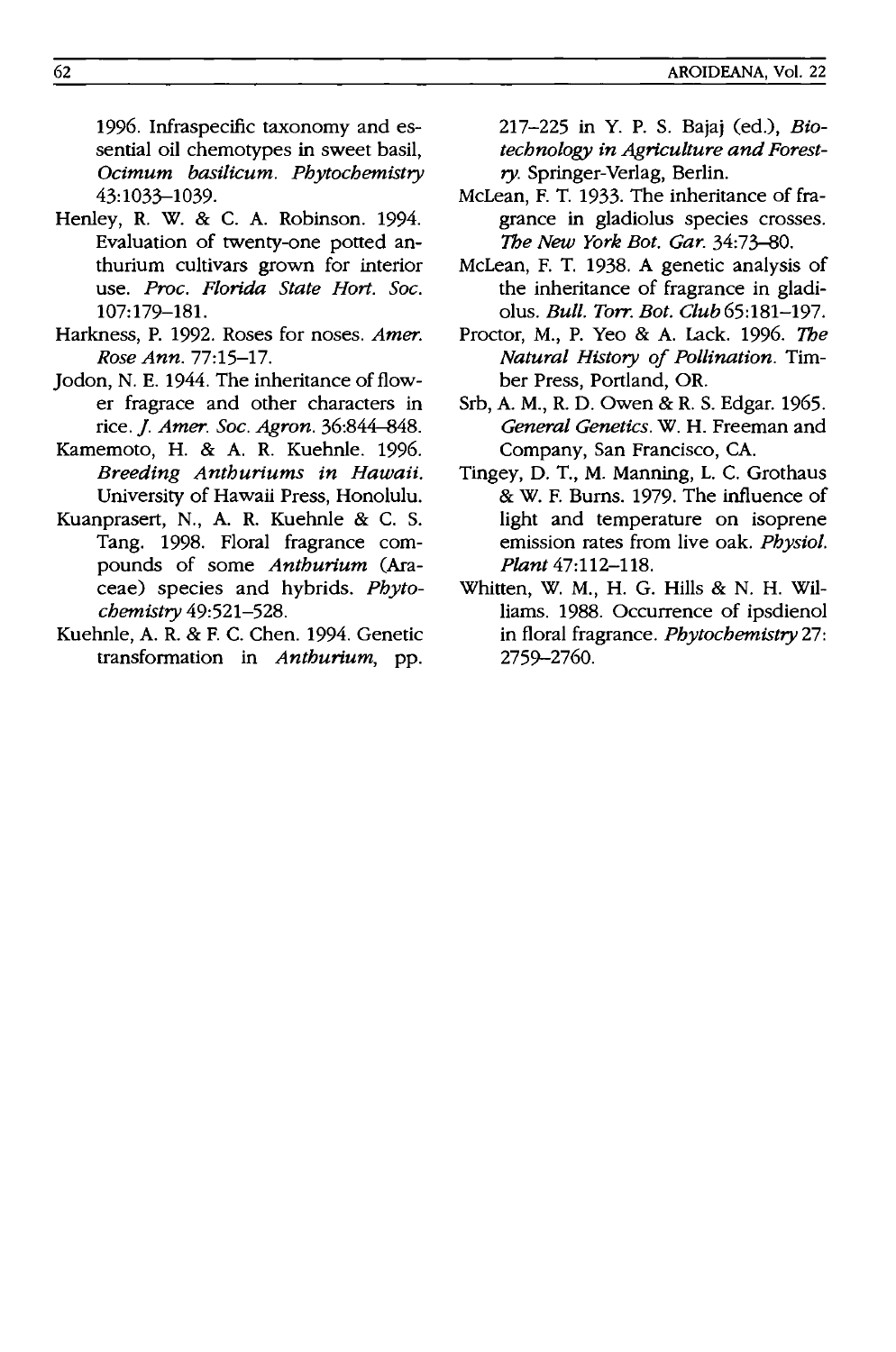1996. Infraspecific taxonomy and essential oil chemotypes in sweet basil, *Ocimum basilicum*. *Phytochemistry* 43:1033–1039.

Henley, R. W. & C. A. Robinson. 1994. Evaluation of twenty-one potted anthurium cultivars grown for interior use. *Proc. Florida State Hort. Soc.* 107:179–181.

Harkness, P. 1992. Roses for noses. *Amer. Rose Ann.* 77:15–17.

Jodon, N. E. 1944. The inheritance of flower fragrace and other characters in rice. *J. Amer. Soc. Agron.* 36:844–848.

Kamemoto, H. & A. R. Kuehnle. 1996. *Breeding Anthuriums in Hawaii.* University of Hawaii Press, Honolulu.

Kuanprasert, N., A. R. Kuehnle & C. S. Tang. 1998. Floral fragrance compounds of some *Anthurium* (Araceae) species and hybrids. *Phytochemistry* 49:521–528.

Kuehnle, A. R. & F. C. Chen. 1994. Genetic transformation in *Anthurium*, pp. 217–225 in Y. P. S. Bajaj (ed.), *Biotechnology in Agriculture and Forestry.* Springer-Verlag, Berlin.

McLean, F. T. 1933. The inheritance of fragrance in gladiolus species crosses. *The New York Bot. Gar.* 34:73–80.

McLean, F. T. 1938. A genetic analysis of the inheritance of fragrance in gladiolus. *Bull. Torr. Bot. Club* 65:181–197.

Proctor, M., P. Yeo & A. Lack. 1996. *The Natural History of Pollination.* Timber Press, Portland, OR.

Srb, A. M., R. D. Owen & R. S. Edgar. 1965. *General Genetics.* W. H. Freeman and Company, San Francisco, CA.

Tingey, D. T., M. Manning, L. C. Grothaus & W. F. Burns. 1979. The influence of light and temperature on isoprene emission rates from live oak. *Physiol. Plant* 47:112–118.

Whitten, W. M., H. G. Hills & N. H. Williams. 1988. Occurrence of ipsdienol in floral fragrance. *Phytochemistry* 27: 2759–2760.